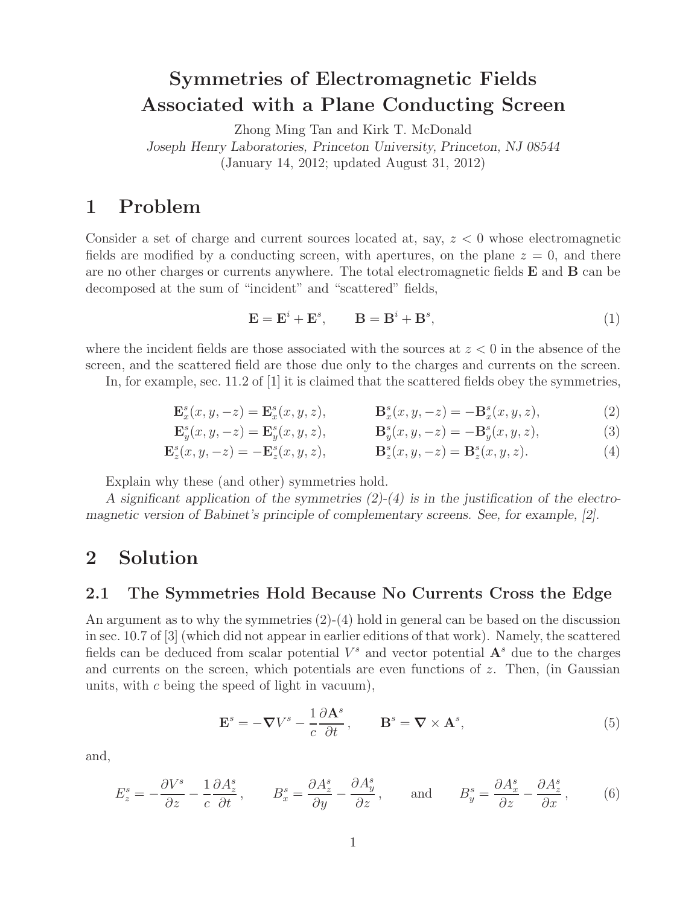# Symmetries of Electromagnetic Fields Associated with a Plane Conducting Screen

Zhong Ming Tan and Kirk T. McDonald

*Joseph Henry Laboratories, Princeton University, Princeton, NJ 08544*

(January 14, 2012; updated August 31, 2012)

## 1 Problem

Consider a set of charge and current sources located at, say, $z < 0$ whose electromagnetic fields are modified by a conducting screen, with apertures, on the plane $z = 0$, and there are no other charges or currents anywhere. The total electromagnetic fields $\mathbf{E}$ and $\mathbf{B}$ can be decomposed at the sum of "incident" and "scattered" fields,

$$\mathbf{E} = \mathbf{E}^i + \mathbf{E}^s, \qquad \mathbf{B} = \mathbf{B}^i + \mathbf{B}^s, \tag{1}$$

where the incident fields are those associated with the sources at $z < 0$ in the absence of the screen, and the scattered field are those due only to the charges and currents on the screen.

In, for example, sec. 11.2 of [1] it is claimed that the scattered fields obey the symmetries,

$$\mathbf{E}_x^s(x, y, -z) = \mathbf{E}_x^s(x, y, z), \qquad \mathbf{B}_x^s(x, y, -z) = -\mathbf{B}_x^s(x, y, z), \tag{2}$$

$$\mathbf{E}_y^s(x, y, -z) = \mathbf{E}_y^s(x, y, z), \qquad \mathbf{B}_y^s(x, y, -z) = -\mathbf{B}_y^s(x, y, z), \tag{3}$$

$$\mathbf{E}_z^s(x, y, -z) = -\mathbf{E}_z^s(x, y, z), \qquad \mathbf{B}_z^s(x, y, -z) = \mathbf{B}_z^s(x, y, z). \tag{4}$$

Explain why these (and other) symmetries hold.

*A significant application of the symmetries (2)-(4) is in the justification of the electromagnetic version of Babinet's principle of complementary screens. See, for example, [2].*

## 2 Solution

### 2.1 The Symmetries Hold Because No Currents Cross the Edge

An argument as to why the symmetries (2)-(4) hold in general can be based on the discussion in sec. 10.7 of [3] (which did not appear in earlier editions of that work). Namely, the scattered fields can be deduced from scalar potential $V^s$ and vector potential $\mathbf{A}^s$ due to the charges and currents on the screen, which potentials are even functions of $z$. Then, (in Gaussian units, with $c$ being the speed of light in vacuum),

$$\mathbf{E}^s = -\boldsymbol{\nabla} V^s - \frac{1}{c}\frac{\partial \mathbf{A}^s}{\partial t}, \qquad \mathbf{B}^s = \boldsymbol{\nabla} \times \mathbf{A}^s, \tag{5}$$

and,

$$E_z^s = -\frac{\partial V^s}{\partial z} - \frac{1}{c}\frac{\partial A_z^s}{\partial t}, \qquad B_x^s = \frac{\partial A_z^s}{\partial y} - \frac{\partial A_y^s}{\partial z}, \qquad \text{and} \qquad B_y^s = \frac{\partial A_x^s}{\partial z} - \frac{\partial A_z^s}{\partial x}, \tag{6}$$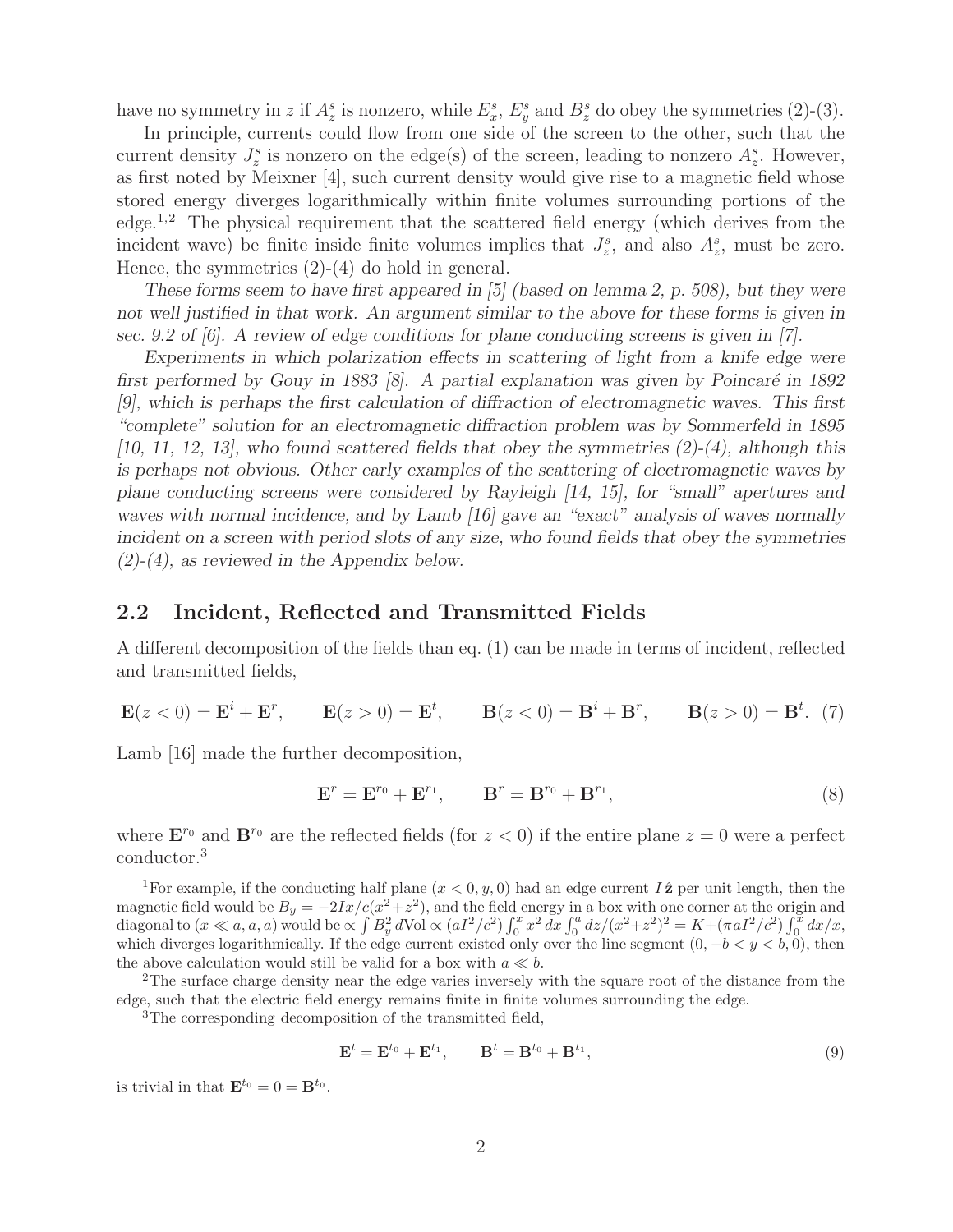have no symmetry in $z$ if $A_z^s$ is nonzero, while $E_x^s$, $E_y^s$ and $B_z^s$ do obey the symmetries (2)-(3).

In principle, currents could flow from one side of the screen to the other, such that the current density $J_z^s$ is nonzero on the edge(s) of the screen, leading to nonzero $A_z^s$. However, as first noted by Meixner [4], such current density would give rise to a magnetic field whose stored energy diverges logarithmically within finite volumes surrounding portions of the edge.[1,2] The physical requirement that the scattered field energy (which derives from the incident wave) be finite inside finite volumes implies that $J_z^s$, and also $A_z^s$, must be zero. Hence, the symmetries (2)-(4) do hold in general.

*These forms seem to have first appeared in [5] (based on lemma 2, p. 508), but they were not well justified in that work. An argument similar to the above for these forms is given in sec. 9.2 of [6]. A review of edge conditions for plane conducting screens is given in [7].*

*Experiments in which polarization effects in scattering of light from a knife edge were first performed by Gouy in 1883 [8]. A partial explanation was given by Poincaré in 1892 [9], which is perhaps the first calculation of diffraction of electromagnetic waves. This first "complete" solution for an electromagnetic diffraction problem was by Sommerfeld in 1895 [10, 11, 12, 13], who found scattered fields that obey the symmetries (2)-(4), although this is perhaps not obvious. Other early examples of the scattering of electromagnetic waves by plane conducting screens were considered by Rayleigh [14, 15], for "small" apertures and waves with normal incidence, and by Lamb [16] gave an "exact" analysis of waves normally incident on a screen with period slots of any size, who found fields that obey the symmetries (2)-(4), as reviewed in the Appendix below.*

## 2.2 Incident, Reflected and Transmitted Fields

A different decomposition of the fields than eq. (1) can be made in terms of incident, reflected and transmitted fields,

$$\mathbf{E}(z<0) = \mathbf{E}^i + \mathbf{E}^r, \qquad \mathbf{E}(z>0) = \mathbf{E}^t, \qquad \mathbf{B}(z<0) = \mathbf{B}^i + \mathbf{B}^r, \qquad \mathbf{B}(z>0) = \mathbf{B}^t. \quad (7)$$

Lamb [16] made the further decomposition,

$$\mathbf{E}^r = \mathbf{E}^{r_0} + \mathbf{E}^{r_1}, \qquad \mathbf{B}^r = \mathbf{B}^{r_0} + \mathbf{B}^{r_1}, \quad (8)$$

where $\mathbf{E}^{r_0}$ and $\mathbf{B}^{r_0}$ are the reflected fields (for $z<0$) if the entire plane $z=0$ were a perfect conductor.[3]

---

[1] For example, if the conducting half plane $(x<0, y, 0)$ had an edge current $I\,\hat{\mathbf{z}}$ per unit length, then the magnetic field would be $B_y = -2Ix/c(x^2+z^2)$, and the field energy in a box with one corner at the origin and diagonal to $(x \ll a, a, a)$ would be $\propto \int B_y^2\, d\text{Vol} \propto (aI^2/c^2)\int_0^x x^2\, dx \int_0^a dz/(x^2+z^2)^2 = K + (\pi a I^2/c^2)\int_0^x dx/x$, which diverges logarithmically. If the edge current existed only over the line segment $(0, -b<y<b, 0)$, then the above calculation would still be valid for a box with $a \ll b$.

[2] The surface charge density near the edge varies inversely with the square root of the distance from the edge, such that the electric field energy remains finite in finite volumes surrounding the edge.

[3] The corresponding decomposition of the transmitted field,

$$\mathbf{E}^t = \mathbf{E}^{t_0} + \mathbf{E}^{t_1}, \qquad \mathbf{B}^t = \mathbf{B}^{t_0} + \mathbf{B}^{t_1}, \quad (9)$$

is trivial in that $\mathbf{E}^{t_0} = 0 = \mathbf{B}^{t_0}$.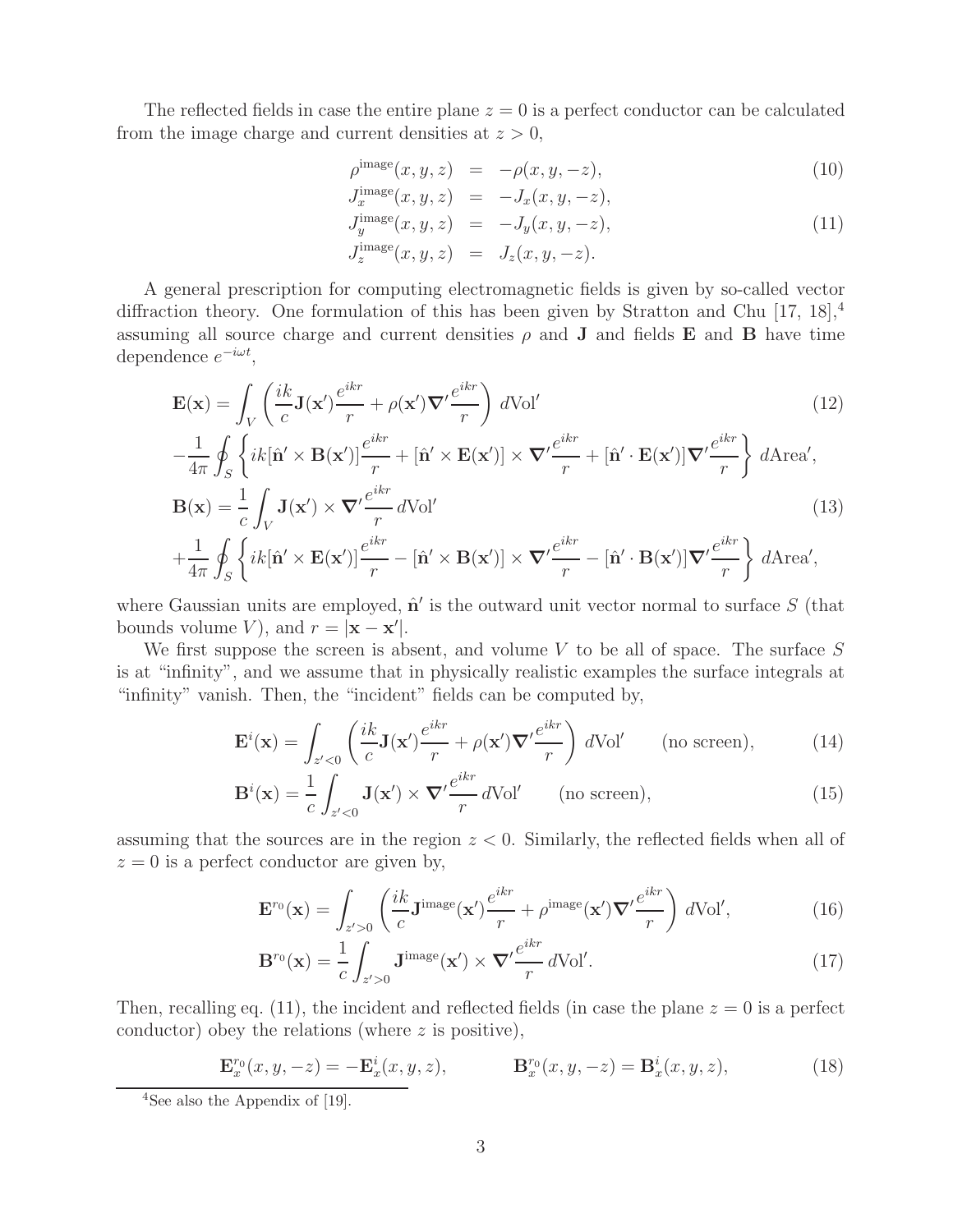The reflected fields in case the entire plane $z = 0$ is a perfect conductor can be calculated from the image charge and current densities at $z > 0$,

$$\rho^{\rm image}(x, y, z) = -\rho(x, y, -z), \tag{10}$$

$$\begin{aligned} J_x^{\rm image}(x, y, z) &= -J_x(x, y, -z), \\ J_y^{\rm image}(x, y, z) &= -J_y(x, y, -z), \\ J_z^{\rm image}(x, y, z) &= J_z(x, y, -z). \end{aligned} \tag{11}$$

A general prescription for computing electromagnetic fields is given by so-called vector diffraction theory. One formulation of this has been given by Stratton and Chu [17, 18],[4] assuming all source charge and current densities $\rho$ and $\mathbf{J}$ and fields $\mathbf{E}$ and $\mathbf{B}$ have time dependence $e^{-i\omega t}$,

$$\mathbf{E}(\mathbf{x}) = \int_V \left( \frac{ik}{c} \mathbf{J}(\mathbf{x}') \frac{e^{ikr}}{r} + \rho(\mathbf{x}') \boldsymbol{\nabla}' \frac{e^{ikr}}{r} \right) d\text{Vol}' \tag{12}$$

$$-\frac{1}{4\pi} \oint_S \left\{ ik[\hat{\mathbf{n}}' \times \mathbf{B}(\mathbf{x}')] \frac{e^{ikr}}{r} + [\hat{\mathbf{n}}' \times \mathbf{E}(\mathbf{x}')] \times \boldsymbol{\nabla}' \frac{e^{ikr}}{r} + [\hat{\mathbf{n}}' \cdot \mathbf{E}(\mathbf{x}')] \boldsymbol{\nabla}' \frac{e^{ikr}}{r} \right\} d\text{Area}',$$

$$\mathbf{B}(\mathbf{x}) = \frac{1}{c} \int_V \mathbf{J}(\mathbf{x}') \times \boldsymbol{\nabla}' \frac{e^{ikr}}{r} \, d\text{Vol}' \tag{13}$$

$$+\frac{1}{4\pi} \oint_S \left\{ ik[\hat{\mathbf{n}}' \times \mathbf{E}(\mathbf{x}')] \frac{e^{ikr}}{r} - [\hat{\mathbf{n}}' \times \mathbf{B}(\mathbf{x}')] \times \boldsymbol{\nabla}' \frac{e^{ikr}}{r} - [\hat{\mathbf{n}}' \cdot \mathbf{B}(\mathbf{x}')] \boldsymbol{\nabla}' \frac{e^{ikr}}{r} \right\} d\text{Area}',$$

where Gaussian units are employed, $\hat{\mathbf{n}}'$ is the outward unit vector normal to surface $S$ (that bounds volume $V$), and $r = |\mathbf{x} - \mathbf{x}'|$.

We first suppose the screen is absent, and volume $V$ to be all of space. The surface $S$ is at "infinity", and we assume that in physically realistic examples the surface integrals at "infinity" vanish. Then, the "incident" fields can be computed by,

$$\mathbf{E}^i(\mathbf{x}) = \int_{z'<0} \left( \frac{ik}{c} \mathbf{J}(\mathbf{x}') \frac{e^{ikr}}{r} + \rho(\mathbf{x}') \boldsymbol{\nabla}' \frac{e^{ikr}}{r} \right) d\text{Vol}' \qquad \text{(no screen)}, \tag{14}$$

$$\mathbf{B}^i(\mathbf{x}) = \frac{1}{c} \int_{z'<0} \mathbf{J}(\mathbf{x}') \times \boldsymbol{\nabla}' \frac{e^{ikr}}{r} \, d\text{Vol}' \qquad \text{(no screen)}, \tag{15}$$

assuming that the sources are in the region $z < 0$. Similarly, the reflected fields when all of $z = 0$ is a perfect conductor are given by,

$$\mathbf{E}^{r_0}(\mathbf{x}) = \int_{z'>0} \left( \frac{ik}{c} \mathbf{J}^{\rm image}(\mathbf{x}') \frac{e^{ikr}}{r} + \rho^{\rm image}(\mathbf{x}') \boldsymbol{\nabla}' \frac{e^{ikr}}{r} \right) d\text{Vol}', \tag{16}$$

$$\mathbf{B}^{r_0}(\mathbf{x}) = \frac{1}{c} \int_{z'>0} \mathbf{J}^{\rm image}(\mathbf{x}') \times \boldsymbol{\nabla}' \frac{e^{ikr}}{r} \, d\text{Vol}'. \tag{17}$$

Then, recalling eq. (11), the incident and reflected fields (in case the plane $z = 0$ is a perfect conductor) obey the relations (where $z$ is positive),

$$\mathbf{E}_x^{r_0}(x, y, -z) = -\mathbf{E}_x^i(x, y, z), \qquad \mathbf{B}_x^{r_0}(x, y, -z) = \mathbf{B}_x^i(x, y, z), \tag{18}$$

[4] See also the Appendix of [19].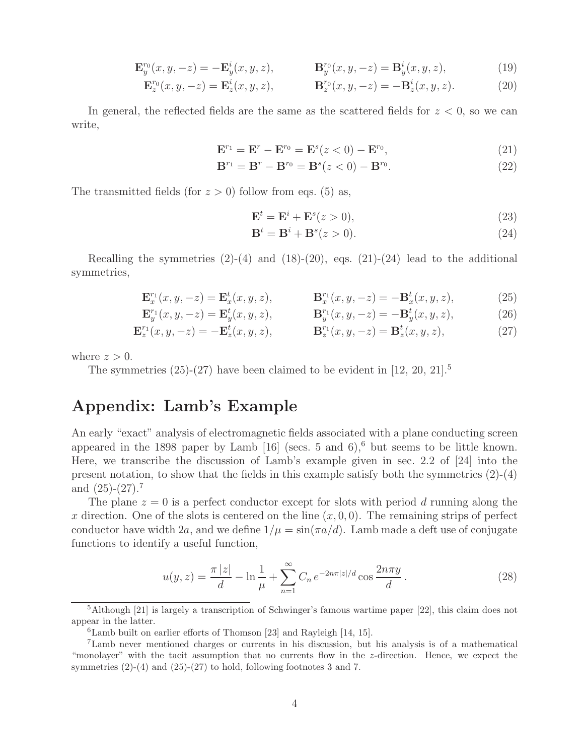$$\mathbf{E}_y^{r_0}(x,y,-z) = -\mathbf{E}_y^i(x,y,z), \qquad \mathbf{B}_y^{r_0}(x,y,-z) = \mathbf{B}_y^i(x,y,z), \tag{19}$$

$$\mathbf{E}_z^{r_0}(x,y,-z) = \mathbf{E}_z^i(x,y,z), \qquad \mathbf{B}_z^{r_0}(x,y,-z) = -\mathbf{B}_z^i(x,y,z). \tag{20}$$

In general, the reflected fields are the same as the scattered fields for $z < 0$, so we can write,

$$\mathbf{E}^{r_1} = \mathbf{E}^r - \mathbf{E}^{r_0} = \mathbf{E}^s(z<0) - \mathbf{E}^{r_0}, \tag{21}$$

$$\mathbf{B}^{r_1} = \mathbf{B}^r - \mathbf{B}^{r_0} = \mathbf{B}^s(z<0) - \mathbf{B}^{r_0}. \tag{22}$$

The transmitted fields (for $z > 0$) follow from eqs. (5) as,

$$\mathbf{E}^t = \mathbf{E}^i + \mathbf{E}^s(z>0), \tag{23}$$

$$\mathbf{B}^t = \mathbf{B}^i + \mathbf{B}^s(z>0). \tag{24}$$

Recalling the symmetries (2)-(4) and (18)-(20), eqs. (21)-(24) lead to the additional symmetries,

$$\mathbf{E}_x^{r_1}(x,y,-z) = \mathbf{E}_x^t(x,y,z), \qquad \mathbf{B}_x^{r_1}(x,y,-z) = -\mathbf{B}_x^t(x,y,z), \tag{25}$$

$$\mathbf{E}_y^{r_1}(x,y,-z) = \mathbf{E}_y^t(x,y,z), \qquad \mathbf{B}_y^{r_1}(x,y,-z) = -\mathbf{B}_y^t(x,y,z), \tag{26}$$

$$\mathbf{E}_z^{r_1}(x,y,-z) = -\mathbf{E}_z^t(x,y,z), \qquad \mathbf{B}_z^{r_1}(x,y,-z) = \mathbf{B}_z^t(x,y,z), \tag{27}$$

where $z > 0$.

The symmetries (25)-(27) have been claimed to be evident in [12, 20, 21].[5]

# Appendix: Lamb's Example

An early "exact" analysis of electromagnetic fields associated with a plane conducting screen appeared in the 1898 paper by Lamb [16] (secs. 5 and 6),[6] but seems to be little known. Here, we transcribe the discussion of Lamb's example given in sec. 2.2 of [24] into the present notation, to show that the fields in this example satisfy both the symmetries (2)-(4) and (25)-(27).[7]

The plane $z = 0$ is a perfect conductor except for slots with period $d$ running along the $x$ direction. One of the slots is centered on the line $(x, 0, 0)$. The remaining strips of perfect conductor have width $2a$, and we define $1/\mu = \sin(\pi a/d)$. Lamb made a deft use of conjugate functions to identify a useful function,

$$u(y,z) = \frac{\pi\,|z|}{d} - \ln\frac{1}{\mu} + \sum_{n=1}^{\infty} C_n\, e^{-2n\pi|z|/d} \cos\frac{2n\pi y}{d}\,. \tag{28}$$

---

[5] Although [21] is largely a transcription of Schwinger's famous wartime paper [22], this claim does not appear in the latter.

[6] Lamb built on earlier efforts of Thomson [23] and Rayleigh [14, 15].

[7] Lamb never mentioned charges or currents in his discussion, but his analysis is of a mathematical "monolayer" with the tacit assumption that no currents flow in the $z$-direction. Hence, we expect the symmetries (2)-(4) and (25)-(27) to hold, following footnotes 3 and 7.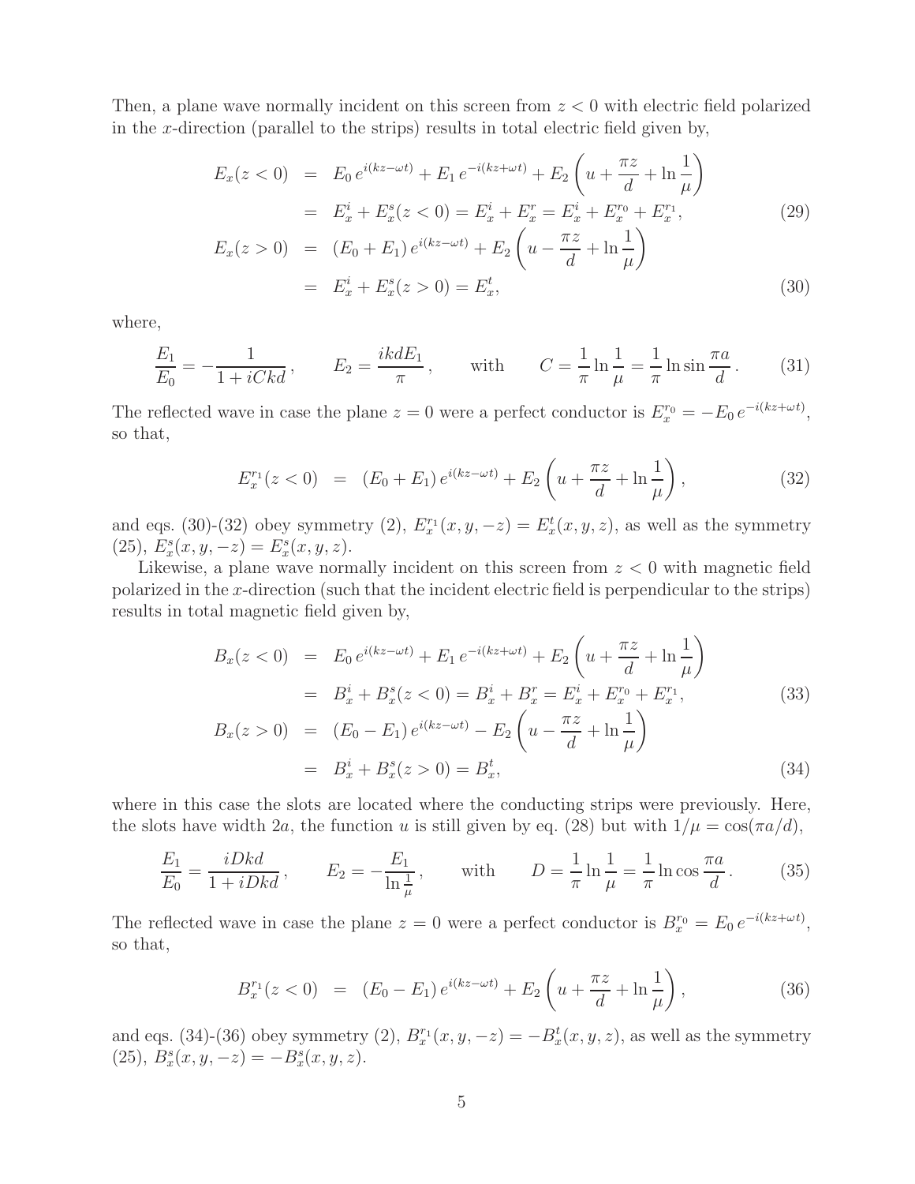Then, a plane wave normally incident on this screen from $z < 0$ with electric field polarized in the $x$-direction (parallel to the strips) results in total electric field given by,

$$
\begin{aligned}
E_x(z<0) &= E_0\, e^{i(kz-\omega t)} + E_1\, e^{-i(kz+\omega t)} + E_2 \left( u + \frac{\pi z}{d} + \ln \frac{1}{\mu} \right) \\
&= E_x^i + E_x^s(z<0) = E_x^i + E_x^r = E_x^i + E_x^{r_0} + E_x^{r_1}, \qquad (29)\\
E_x(z>0) &= (E_0 + E_1)\, e^{i(kz-\omega t)} + E_2 \left( u - \frac{\pi z}{d} + \ln \frac{1}{\mu} \right) \\
&= E_x^i + E_x^s(z>0) = E_x^t, \qquad (30)
\end{aligned}
$$

where,

$$
\frac{E_1}{E_0} = -\frac{1}{1 + iCkd}\,, \qquad E_2 = \frac{ikdE_1}{\pi}\,, \qquad \text{with} \qquad C = \frac{1}{\pi} \ln \frac{1}{\mu} = \frac{1}{\pi} \ln \sin \frac{\pi a}{d}\,. \qquad (31)
$$

The reflected wave in case the plane $z = 0$ were a perfect conductor is $E_x^{r_0} = -E_0\, e^{-i(kz+\omega t)}$, so that,

$$
E_x^{r_1}(z<0) \;=\; (E_0 + E_1)\, e^{i(kz-\omega t)} + E_2 \left( u + \frac{\pi z}{d} + \ln \frac{1}{\mu} \right), \qquad (32)
$$

and eqs. (30)-(32) obey symmetry (2), $E_x^{r_1}(x, y, -z) = E_x^t(x, y, z)$, as well as the symmetry (25), $E_x^s(x, y, -z) = E_x^s(x, y, z)$.

Likewise, a plane wave normally incident on this screen from $z < 0$ with magnetic field polarized in the $x$-direction (such that the incident electric field is perpendicular to the strips) results in total magnetic field given by,

$$
\begin{aligned}
B_x(z<0) &= E_0\, e^{i(kz-\omega t)} + E_1\, e^{-i(kz+\omega t)} + E_2 \left( u + \frac{\pi z}{d} + \ln \frac{1}{\mu} \right) \\
&= B_x^i + B_x^s(z<0) = B_x^i + B_x^r = E_x^i + E_x^{r_0} + E_x^{r_1}, \qquad (33)\\
B_x(z>0) &= (E_0 - E_1)\, e^{i(kz-\omega t)} - E_2 \left( u - \frac{\pi z}{d} + \ln \frac{1}{\mu} \right) \\
&= B_x^i + B_x^s(z>0) = B_x^t, \qquad (34)
\end{aligned}
$$

where in this case the slots are located where the conducting strips were previously. Here, the slots have width $2a$, the function $u$ is still given by eq. (28) but with $1/\mu = \cos(\pi a/d)$,

$$
\frac{E_1}{E_0} = \frac{iDkd}{1 + iDkd}\,, \qquad E_2 = -\frac{E_1}{\ln \frac{1}{\mu}}\,, \qquad \text{with} \qquad D = \frac{1}{\pi} \ln \frac{1}{\mu} = \frac{1}{\pi} \ln \cos \frac{\pi a}{d}\,. \qquad (35)
$$

The reflected wave in case the plane $z = 0$ were a perfect conductor is $B_x^{r_0} = E_0\, e^{-i(kz+\omega t)}$, so that,

$$
B_x^{r_1}(z<0) \;=\; (E_0 - E_1)\, e^{i(kz-\omega t)} + E_2 \left( u + \frac{\pi z}{d} + \ln \frac{1}{\mu} \right), \qquad (36)
$$

and eqs. (34)-(36) obey symmetry (2), $B_x^{r_1}(x, y, -z) = -B_x^t(x, y, z)$, as well as the symmetry (25), $B_x^s(x, y, -z) = -B_x^s(x, y, z)$.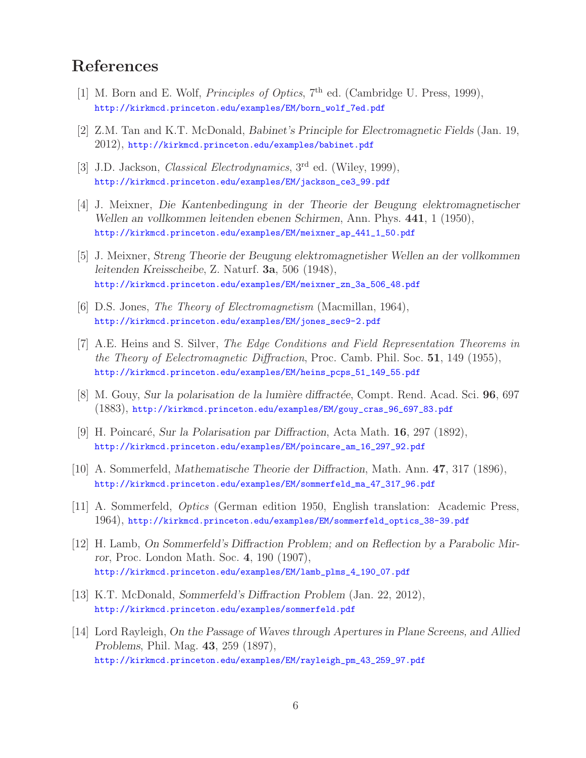# References

[1] M. Born and E. Wolf, *Principles of Optics*, 7$^{\text{th}}$ ed. (Cambridge U. Press, 1999), http://kirkmcd.princeton.edu/examples/EM/born_wolf_7ed.pdf

[2] Z.M. Tan and K.T. McDonald, *Babinet's Principle for Electromagnetic Fields* (Jan. 19, 2012), http://kirkmcd.princeton.edu/examples/babinet.pdf

[3] J.D. Jackson, *Classical Electrodynamics*, 3$^{\text{rd}}$ ed. (Wiley, 1999), http://kirkmcd.princeton.edu/examples/EM/jackson_ce3_99.pdf

[4] J. Meixner, *Die Kantenbedingung in der Theorie der Beugung elektromagnetischer Wellen an vollkommen leitenden ebenen Schirmen*, Ann. Phys. **441**, 1 (1950), http://kirkmcd.princeton.edu/examples/EM/meixner_ap_441_1_50.pdf

[5] J. Meixner, *Streng Theorie der Beugung elektromagnetisher Wellen an der vollkommen leitenden Kreisscheibe*, Z. Naturf. **3a**, 506 (1948), http://kirkmcd.princeton.edu/examples/EM/meixner_zn_3a_506_48.pdf

[6] D.S. Jones, *The Theory of Electromagnetism* (Macmillan, 1964), http://kirkmcd.princeton.edu/examples/EM/jones_sec9-2.pdf

[7] A.E. Heins and S. Silver, *The Edge Conditions and Field Representation Theorems in the Theory of Eelectromagnetic Diffraction*, Proc. Camb. Phil. Soc. **51**, 149 (1955), http://kirkmcd.princeton.edu/examples/EM/heins_pcps_51_149_55.pdf

[8] M. Gouy, *Sur la polarisation de la lumière diffractée*, Compt. Rend. Acad. Sci. **96**, 697 (1883), http://kirkmcd.princeton.edu/examples/EM/gouy_cras_96_697_83.pdf

[9] H. Poincaré, *Sur la Polarisation par Diffraction*, Acta Math. **16**, 297 (1892), http://kirkmcd.princeton.edu/examples/EM/poincare_am_16_297_92.pdf

[10] A. Sommerfeld, *Mathematische Theorie der Diffraction*, Math. Ann. **47**, 317 (1896), http://kirkmcd.princeton.edu/examples/EM/sommerfeld_ma_47_317_96.pdf

[11] A. Sommerfeld, *Optics* (German edition 1950, English translation: Academic Press, 1964), http://kirkmcd.princeton.edu/examples/EM/sommerfeld_optics_38-39.pdf

[12] H. Lamb, *On Sommerfeld's Diffraction Problem; and on Reflection by a Parabolic Mirror*, Proc. London Math. Soc. **4**, 190 (1907), http://kirkmcd.princeton.edu/examples/EM/lamb_plms_4_190_07.pdf

[13] K.T. McDonald, *Sommerfeld's Diffraction Problem* (Jan. 22, 2012), http://kirkmcd.princeton.edu/examples/sommerfeld.pdf

[14] Lord Rayleigh, *On the Passage of Waves through Apertures in Plane Screens, and Allied Problems*, Phil. Mag. **43**, 259 (1897), http://kirkmcd.princeton.edu/examples/EM/rayleigh_pm_43_259_97.pdf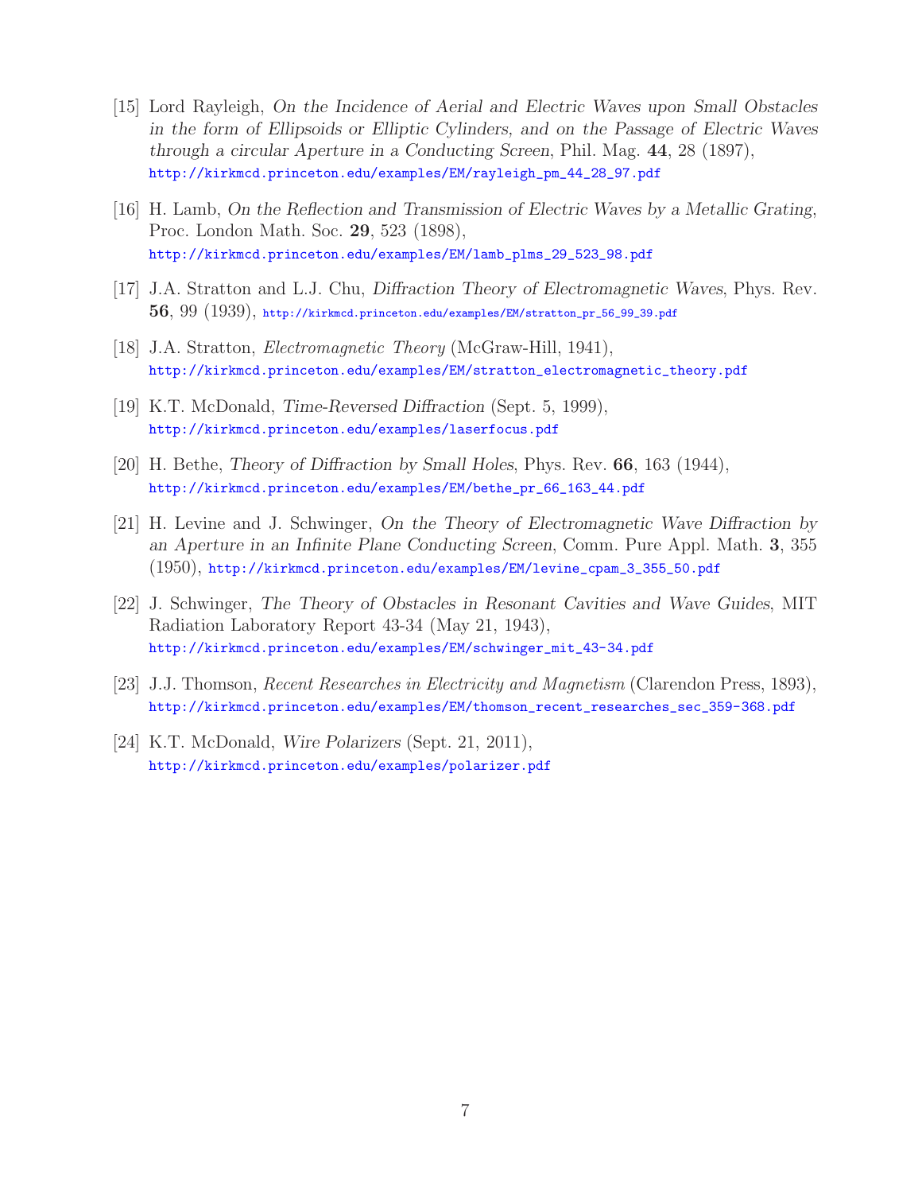[15] Lord Rayleigh, *On the Incidence of Aerial and Electric Waves upon Small Obstacles in the form of Ellipsoids or Elliptic Cylinders, and on the Passage of Electric Waves through a circular Aperture in a Conducting Screen*, Phil. Mag. **44**, 28 (1897), http://kirkmcd.princeton.edu/examples/EM/rayleigh_pm_44_28_97.pdf

[16] H. Lamb, *On the Reflection and Transmission of Electric Waves by a Metallic Grating*, Proc. London Math. Soc. **29**, 523 (1898), http://kirkmcd.princeton.edu/examples/EM/lamb_plms_29_523_98.pdf

[17] J.A. Stratton and L.J. Chu, *Diffraction Theory of Electromagnetic Waves*, Phys. Rev. **56**, 99 (1939), http://kirkmcd.princeton.edu/examples/EM/stratton_pr_56_99_39.pdf

[18] J.A. Stratton, *Electromagnetic Theory* (McGraw-Hill, 1941), http://kirkmcd.princeton.edu/examples/EM/stratton_electromagnetic_theory.pdf

[19] K.T. McDonald, *Time-Reversed Diffraction* (Sept. 5, 1999), http://kirkmcd.princeton.edu/examples/laserfocus.pdf

[20] H. Bethe, *Theory of Diffraction by Small Holes*, Phys. Rev. **66**, 163 (1944), http://kirkmcd.princeton.edu/examples/EM/bethe_pr_66_163_44.pdf

[21] H. Levine and J. Schwinger, *On the Theory of Electromagnetic Wave Diffraction by an Aperture in an Infinite Plane Conducting Screen*, Comm. Pure Appl. Math. **3**, 355 (1950), http://kirkmcd.princeton.edu/examples/EM/levine_cpam_3_355_50.pdf

[22] J. Schwinger, *The Theory of Obstacles in Resonant Cavities and Wave Guides*, MIT Radiation Laboratory Report 43-34 (May 21, 1943), http://kirkmcd.princeton.edu/examples/EM/schwinger_mit_43-34.pdf

[23] J.J. Thomson, *Recent Researches in Electricity and Magnetism* (Clarendon Press, 1893), http://kirkmcd.princeton.edu/examples/EM/thomson_recent_researches_sec_359-368.pdf

[24] K.T. McDonald, *Wire Polarizers* (Sept. 21, 2011), http://kirkmcd.princeton.edu/examples/polarizer.pdf